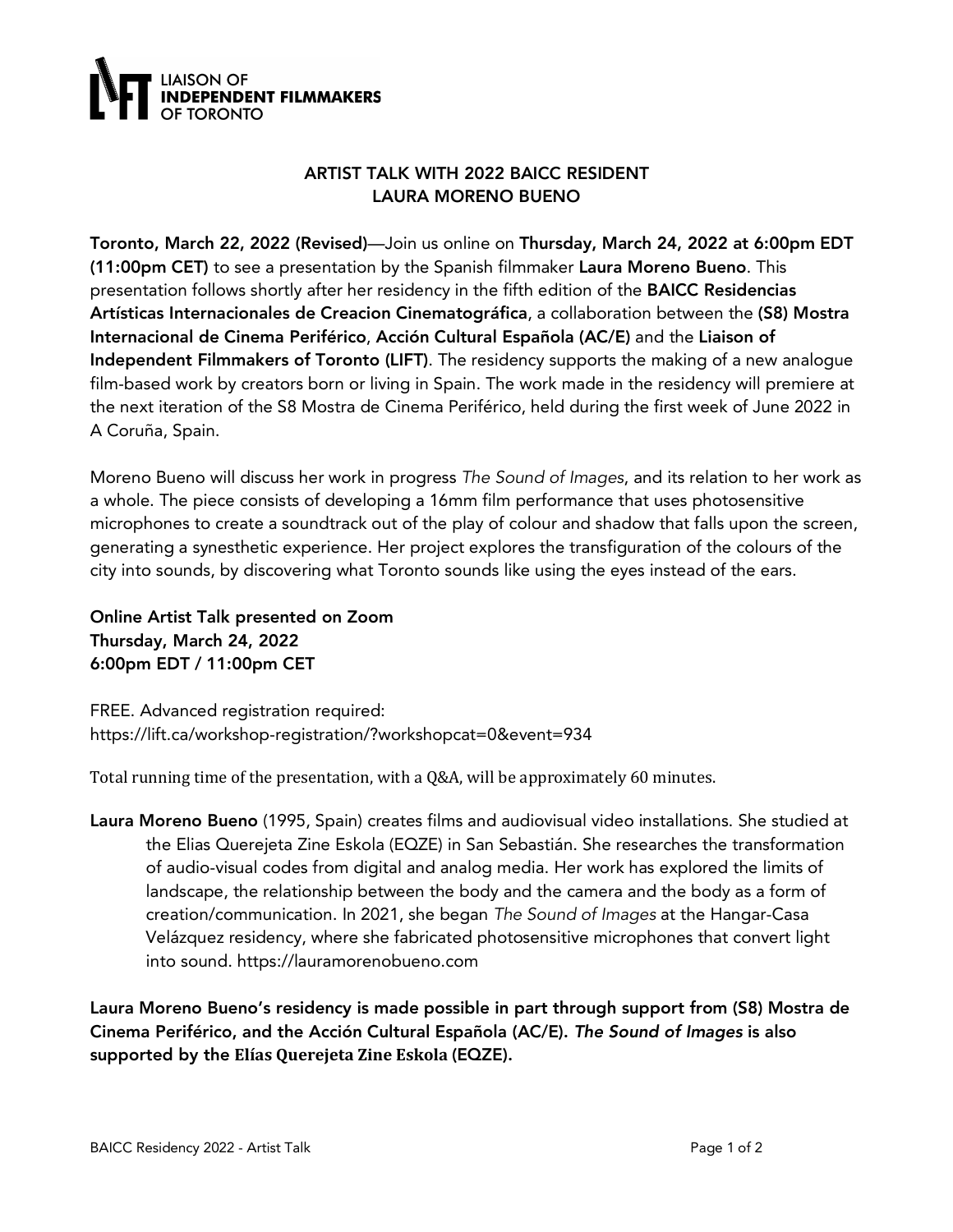LIAISON OF **INDEPENDENT FILMMAKERS** OF TORONTO

## ARTIST TALK WITH 2022 BAICC RESIDENT LAURA MORENO BUENO

**Toronto, March 22, 2022 (Revised)**—Join us online on **Thursday, March 24, 2022 at 6:00pm EDT (11:00pm CET)** to see a presentation by the Spanish filmmaker **Laura Moreno Bueno**. This presentation follows shortly after her residency in the fifth edition of the **BAICC Residencias Artísticas Internacionales de Creacion Cinematográfica**, a collaboration between the **(S8) Mostra Internacional de Cinema Periférico**, **Acción Cultural Española (AC/E)** and the **Liaison of Independent Filmmakers of Toronto (LIFT)**. The residency supports the making of a new analogue film-based work by creators born or living in Spain. The work made in the residency will premiere at the next iteration of the S8 Mostra de Cinema Periférico, held during the first week of June 2022 in A Coruña, Spain.

Moreno Bueno will discuss her work in progress *The Sound of Images*, and its relation to her work as a whole. The piece consists of developing a 16mm film performance that uses photosensitive microphones to create a soundtrack out of the play of colour and shadow that falls upon the screen, generating a synesthetic experience. Her project explores the transfiguration of the colours of the city into sounds, by discovering what Toronto sounds like using the eyes instead of the ears.

**Online Artist Talk presented on Zoom**
**Thursday, March 24, 2022**
**6:00pm EDT / 11:00pm CET**

FREE. Advanced registration required:
https://lift.ca/workshop-registration/?workshopcat=0&event=934

Total running time of the presentation, with a Q&A, will be approximately 60 minutes.

**Laura Moreno Bueno** (1995, Spain) creates films and audiovisual video installations. She studied at the Elias Querejeta Zine Eskola (EQZE) in San Sebastián. She researches the transformation of audio-visual codes from digital and analog media. Her work has explored the limits of landscape, the relationship between the body and the camera and the body as a form of creation/communication. In 2021, she began *The Sound of Images* at the Hangar-Casa Velázquez residency, where she fabricated photosensitive microphones that convert light into sound. https://lauramorenobueno.com

**Laura Moreno Bueno's residency is made possible in part through support from (S8) Mostra de Cinema Periférico, and the Acción Cultural Española (AC/E).** ***The Sound of Images*** **is also supported by the Elías Querejeta Zine Eskola (EQZE).**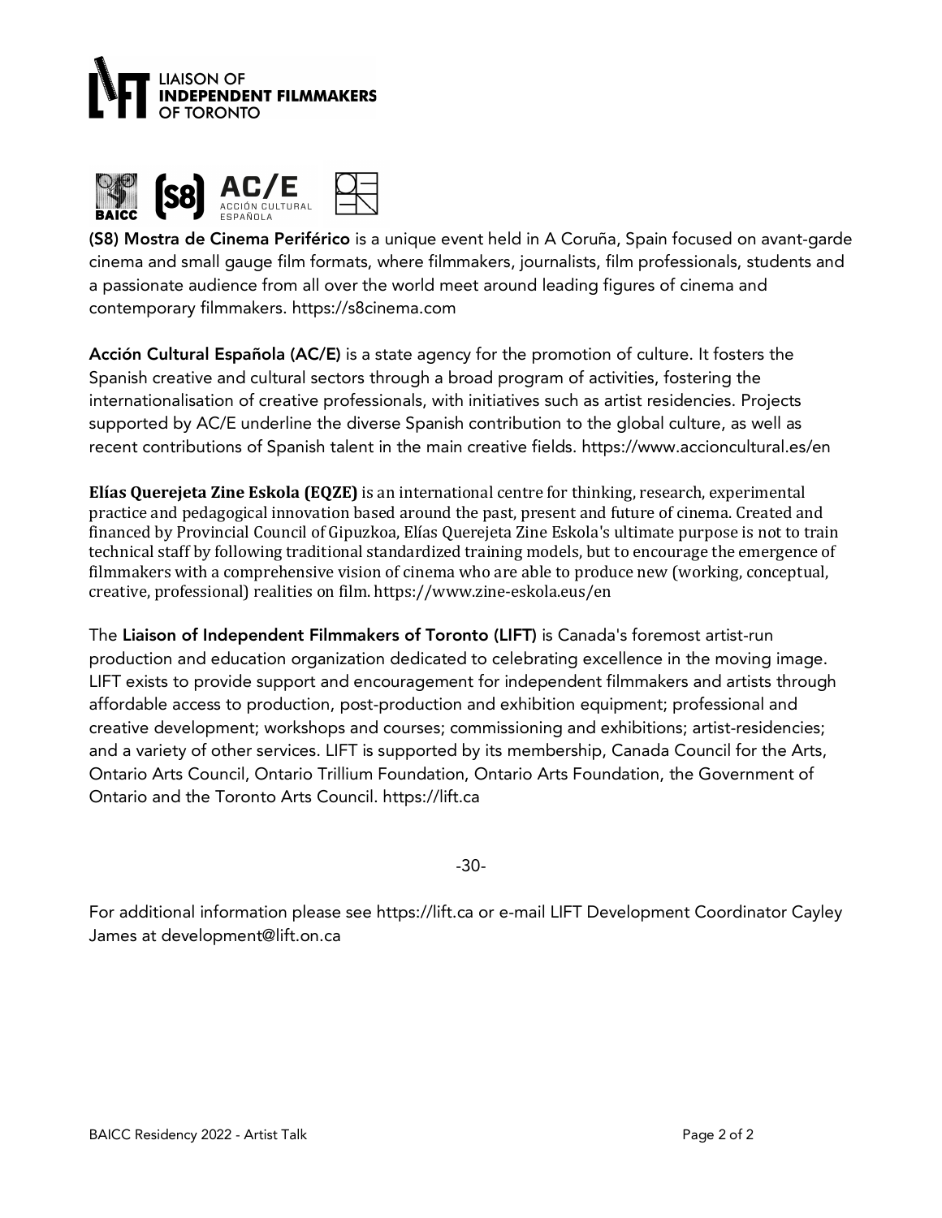**(S8) Mostra de Cinema Periférico** is a unique event held in A Coruña, Spain focused on avant-garde cinema and small gauge film formats, where filmmakers, journalists, film professionals, students and a passionate audience from all over the world meet around leading figures of cinema and contemporary filmmakers. https://s8cinema.com

**Acción Cultural Española (AC/E)** is a state agency for the promotion of culture. It fosters the Spanish creative and cultural sectors through a broad program of activities, fostering the internationalisation of creative professionals, with initiatives such as artist residencies. Projects supported by AC/E underline the diverse Spanish contribution to the global culture, as well as recent contributions of Spanish talent in the main creative fields. https://www.accioncultural.es/en

**Elías Querejeta Zine Eskola (EQZE)** is an international centre for thinking, research, experimental practice and pedagogical innovation based around the past, present and future of cinema. Created and financed by Provincial Council of Gipuzkoa, Elías Querejeta Zine Eskola's ultimate purpose is not to train technical staff by following traditional standardized training models, but to encourage the emergence of filmmakers with a comprehensive vision of cinema who are able to produce new (working, conceptual, creative, professional) realities on film. https://www.zine-eskola.eus/en

The **Liaison of Independent Filmmakers of Toronto (LIFT)** is Canada's foremost artist-run production and education organization dedicated to celebrating excellence in the moving image. LIFT exists to provide support and encouragement for independent filmmakers and artists through affordable access to production, post-production and exhibition equipment; professional and creative development; workshops and courses; commissioning and exhibitions; artist-residencies; and a variety of other services. LIFT is supported by its membership, Canada Council for the Arts, Ontario Arts Council, Ontario Trillium Foundation, Ontario Arts Foundation, the Government of Ontario and the Toronto Arts Council. https://lift.ca

-30-

For additional information please see https://lift.ca or e-mail LIFT Development Coordinator Cayley James at development@lift.on.ca